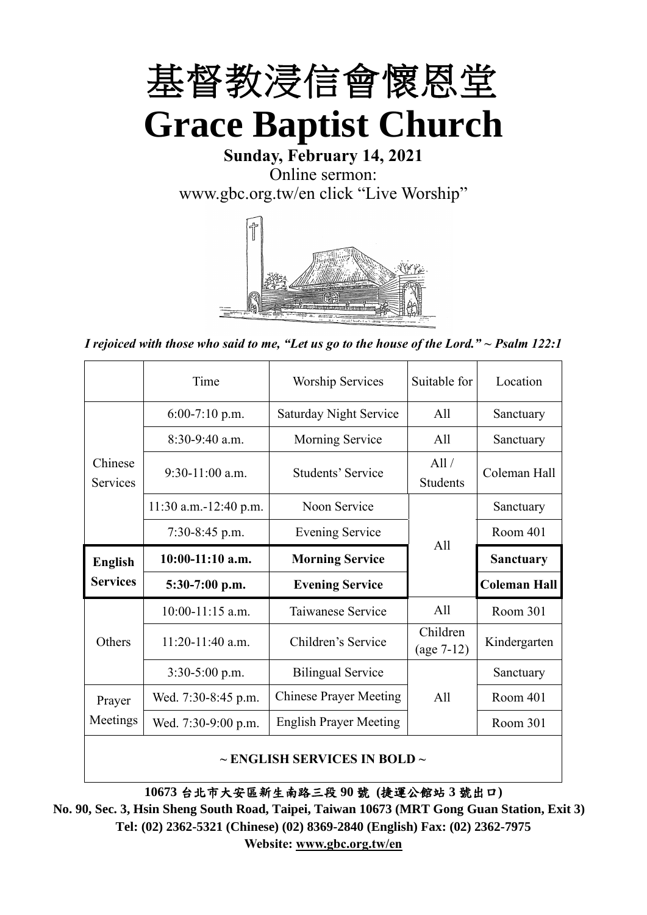# 基督教浸信會懷恩堂

# Grace Baptist Church

**Sunday, February 14, 2021**

Online sermon:
www.gbc.org.tw/en click "Live Worship"

*I rejoiced with those who said to me, "Let us go to the house of the Lord." ~ Psalm 122:1*

| | Time | Worship Services | Suitable for | Location |
|---|---|---|---|---|
| Chinese Services | 6:00-7:10 p.m. | Saturday Night Service | All | Sanctuary |
| | 8:30-9:40 a.m. | Morning Service | All | Sanctuary |
| | 9:30-11:00 a.m. | Students' Service | All / Students | Coleman Hall |
| | 11:30 a.m.-12:40 p.m. | Noon Service | All | Sanctuary |
| | 7:30-8:45 p.m. | Evening Service | All | Room 401 |
| **English Services** | **10:00-11:10 a.m.** | **Morning Service** | All | **Sanctuary** |
| | **5:30-7:00 p.m.** | **Evening Service** | All | **Coleman Hall** |
| Others | 10:00-11:15 a.m. | Taiwanese Service | All | Room 301 |
| | 11:20-11:40 a.m. | Children's Service | Children (age 7-12) | Kindergarten |
| | 3:30-5:00 p.m. | Bilingual Service | All | Sanctuary |
| Prayer Meetings | Wed. 7:30-8:45 p.m. | Chinese Prayer Meeting | All | Room 401 |
| | Wed. 7:30-9:00 p.m. | English Prayer Meeting | All | Room 301 |

**~ ENGLISH SERVICES IN BOLD ~**

**10673 台北市大安區新生南路三段 90 號 (捷運公館站 3 號出口)**

**No. 90, Sec. 3, Hsin Sheng South Road, Taipei, Taiwan 10673 (MRT Gong Guan Station, Exit 3)**

**Tel: (02) 2362-5321 (Chinese) (02) 8369-2840 (English) Fax: (02) 2362-7975**

**Website: www.gbc.org.tw/en**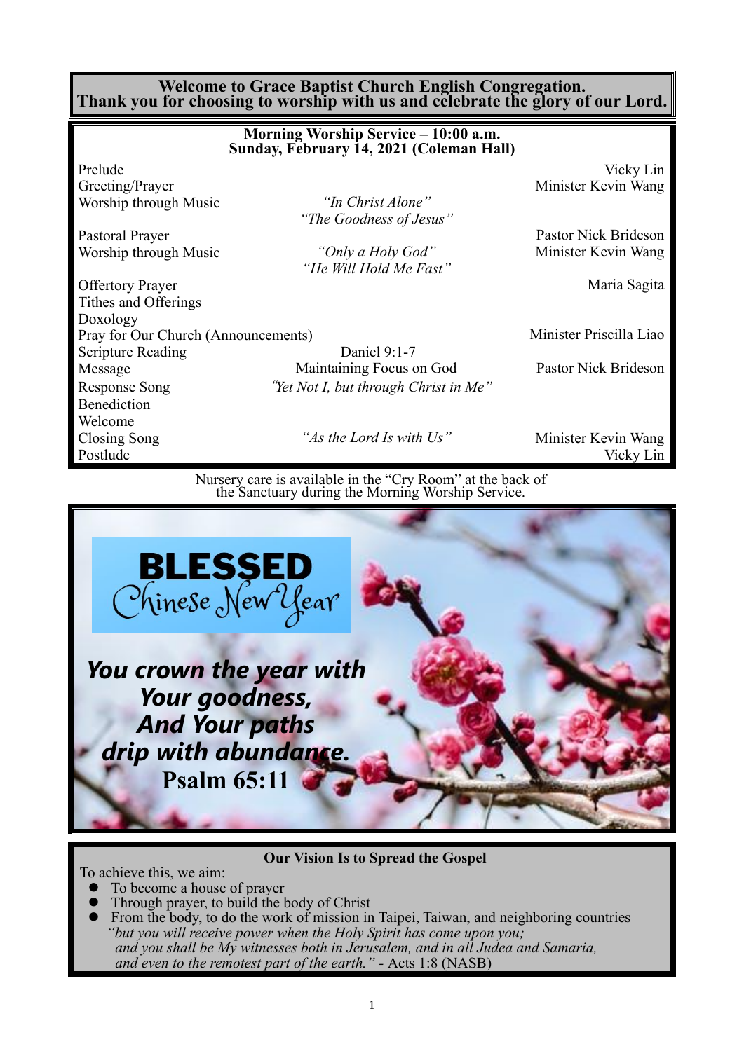**Welcome to Grace Baptist Church English Congregation.**
**Thank you for choosing to worship with us and celebrate the glory of our Lord.**

## Morning Worship Service – 10:00 a.m.
## Sunday, February 14, 2021 (Coleman Hall)

| | | |
|---|---|---|
| Prelude | | Vicky Lin |
| Greeting/Prayer | | Minister Kevin Wang |
| Worship through Music | *"In Christ Alone"* <br> *"The Goodness of Jesus"* | |
| Pastoral Prayer | | Pastor Nick Brideson |
| Worship through Music | *"Only a Holy God"* <br> *"He Will Hold Me Fast"* | Minister Kevin Wang |
| Offertory Prayer | | Maria Sagita |
| Tithes and Offerings | | |
| Doxology | | |
| Pray for Our Church (Announcements) | | Minister Priscilla Liao |
| Scripture Reading | Daniel 9:1-7 | |
| Message | Maintaining Focus on God | Pastor Nick Brideson |
| Response Song | *"Yet Not I, but through Christ in Me"* | |
| Benediction | | |
| Welcome | | |
| Closing Song | *"As the Lord Is with Us"* | Minister Kevin Wang |
| Postlude | | Vicky Lin |

Nursery care is available in the "Cry Room" at the back of the Sanctuary during the Morning Worship Service.

**BLESSED Chinese New Year**

***You crown the year with Your goodness, And Your paths drip with abundance.***
**Psalm 65:11**

### Our Vision Is to Spread the Gospel

To achieve this, we aim:

- To become a house of prayer
- Through prayer, to build the body of Christ
- From the body, to do the work of mission in Taipei, Taiwan, and neighboring countries

*"but you will receive power when the Holy Spirit has come upon you; and you shall be My witnesses both in Jerusalem, and in all Judea and Samaria, and even to the remotest part of the earth."* - Acts 1:8 (NASB)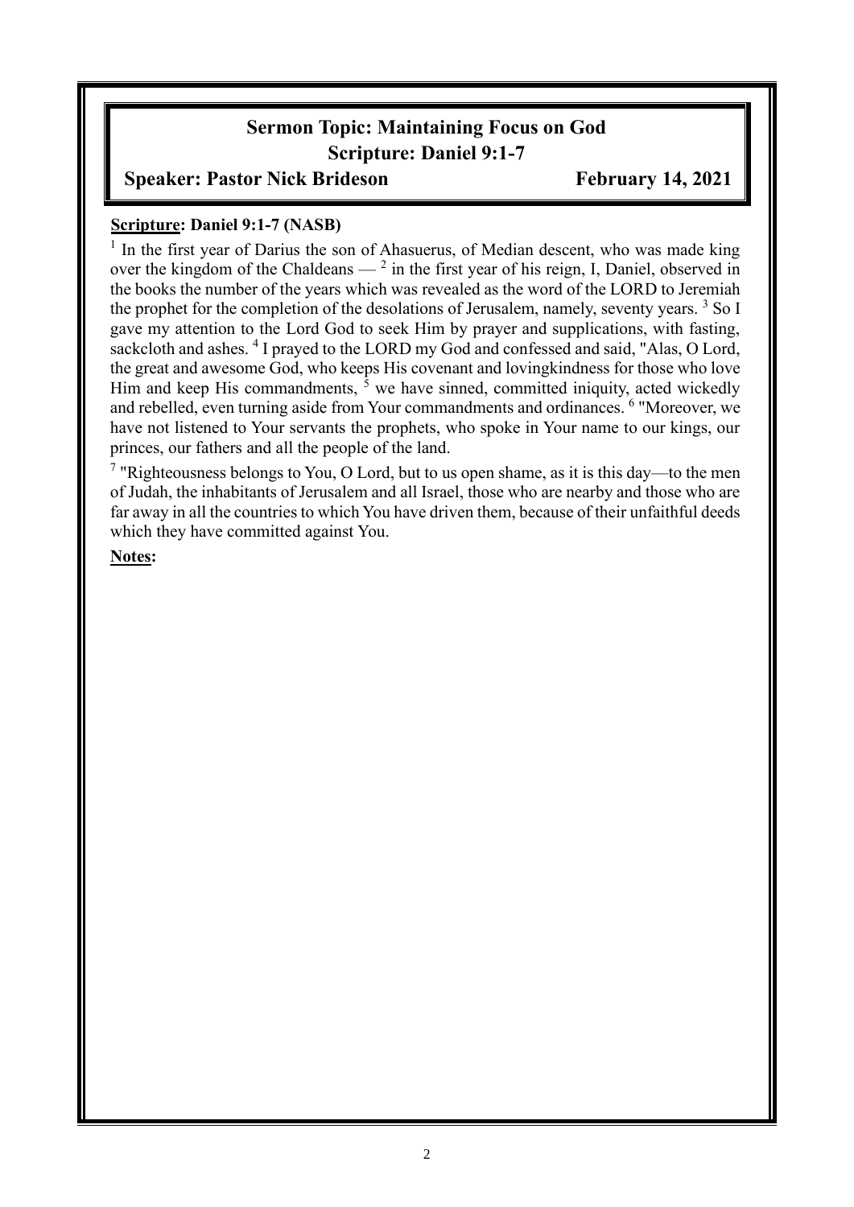## Sermon Topic: Maintaining Focus on God

## Scripture: Daniel 9:1-7

**Speaker: Pastor Nick Brideson** **February 14, 2021**

**Scripture: Daniel 9:1-7 (NASB)**

[1] In the first year of Darius the son of Ahasuerus, of Median descent, who was made king over the kingdom of the Chaldeans — [2] in the first year of his reign, I, Daniel, observed in the books the number of the years which was revealed as the word of the LORD to Jeremiah the prophet for the completion of the desolations of Jerusalem, namely, seventy years. [3] So I gave my attention to the Lord God to seek Him by prayer and supplications, with fasting, sackcloth and ashes. [4] I prayed to the LORD my God and confessed and said, "Alas, O Lord, the great and awesome God, who keeps His covenant and lovingkindness for those who love Him and keep His commandments, [5] we have sinned, committed iniquity, acted wickedly and rebelled, even turning aside from Your commandments and ordinances. [6] "Moreover, we have not listened to Your servants the prophets, who spoke in Your name to our kings, our princes, our fathers and all the people of the land.

[7] "Righteousness belongs to You, O Lord, but to us open shame, as it is this day—to the men of Judah, the inhabitants of Jerusalem and all Israel, those who are nearby and those who are far away in all the countries to which You have driven them, because of their unfaithful deeds which they have committed against You.

**Notes:**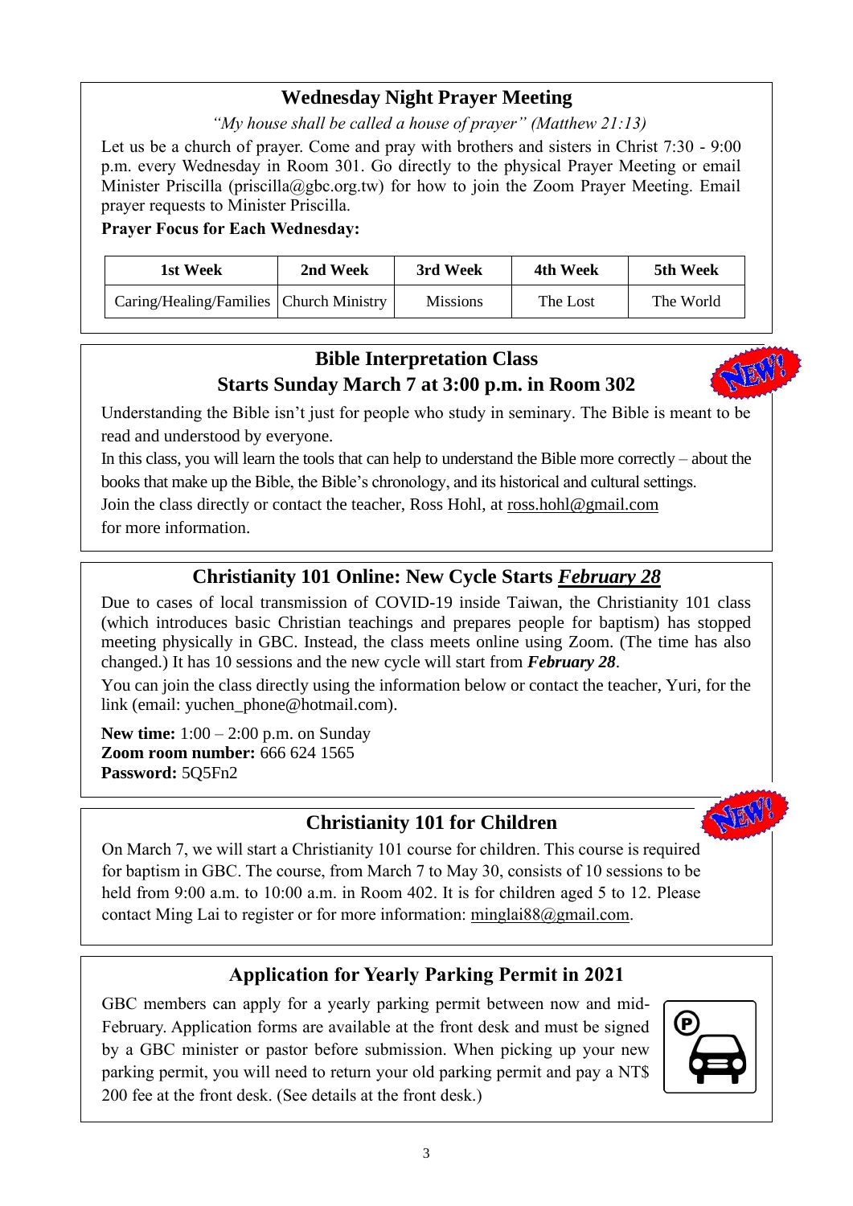## Wednesday Night Prayer Meeting

*"My house shall be called a house of prayer" (Matthew 21:13)*

Let us be a church of prayer. Come and pray with brothers and sisters in Christ 7:30 - 9:00 p.m. every Wednesday in Room 301. Go directly to the physical Prayer Meeting or email Minister Priscilla (priscilla@gbc.org.tw) for how to join the Zoom Prayer Meeting. Email prayer requests to Minister Priscilla.

**Prayer Focus for Each Wednesday:**

| 1st Week | 2nd Week | 3rd Week | 4th Week | 5th Week |
|---|---|---|---|---|
| Caring/Healing/Families | Church Ministry | Missions | The Lost | The World |

## Bible Interpretation Class
## Starts Sunday March 7 at 3:00 p.m. in Room 302

NEW!

Understanding the Bible isn't just for people who study in seminary. The Bible is meant to be read and understood by everyone.

In this class, you will learn the tools that can help to understand the Bible more correctly – about the books that make up the Bible, the Bible's chronology, and its historical and cultural settings.

Join the class directly or contact the teacher, Ross Hohl, at ross.hohl@gmail.com for more information.

## Christianity 101 Online: New Cycle Starts *February 28*

Due to cases of local transmission of COVID-19 inside Taiwan, the Christianity 101 class (which introduces basic Christian teachings and prepares people for baptism) has stopped meeting physically in GBC. Instead, the class meets online using Zoom. (The time has also changed.) It has 10 sessions and the new cycle will start from ***February 28***.

You can join the class directly using the information below or contact the teacher, Yuri, for the link (email: yuchen_phone@hotmail.com).

**New time:** 1:00 – 2:00 p.m. on Sunday
**Zoom room number:** 666 624 1565
**Password:** 5Q5Fn2

## Christianity 101 for Children

NEW!

On March 7, we will start a Christianity 101 course for children. This course is required for baptism in GBC. The course, from March 7 to May 30, consists of 10 sessions to be held from 9:00 a.m. to 10:00 a.m. in Room 402. It is for children aged 5 to 12. Please contact Ming Lai to register or for more information: minglai88@gmail.com.

## Application for Yearly Parking Permit in 2021

GBC members can apply for a yearly parking permit between now and mid-February. Application forms are available at the front desk and must be signed by a GBC minister or pastor before submission. When picking up your new parking permit, you will need to return your old parking permit and pay a NT$ 200 fee at the front desk. (See details at the front desk.)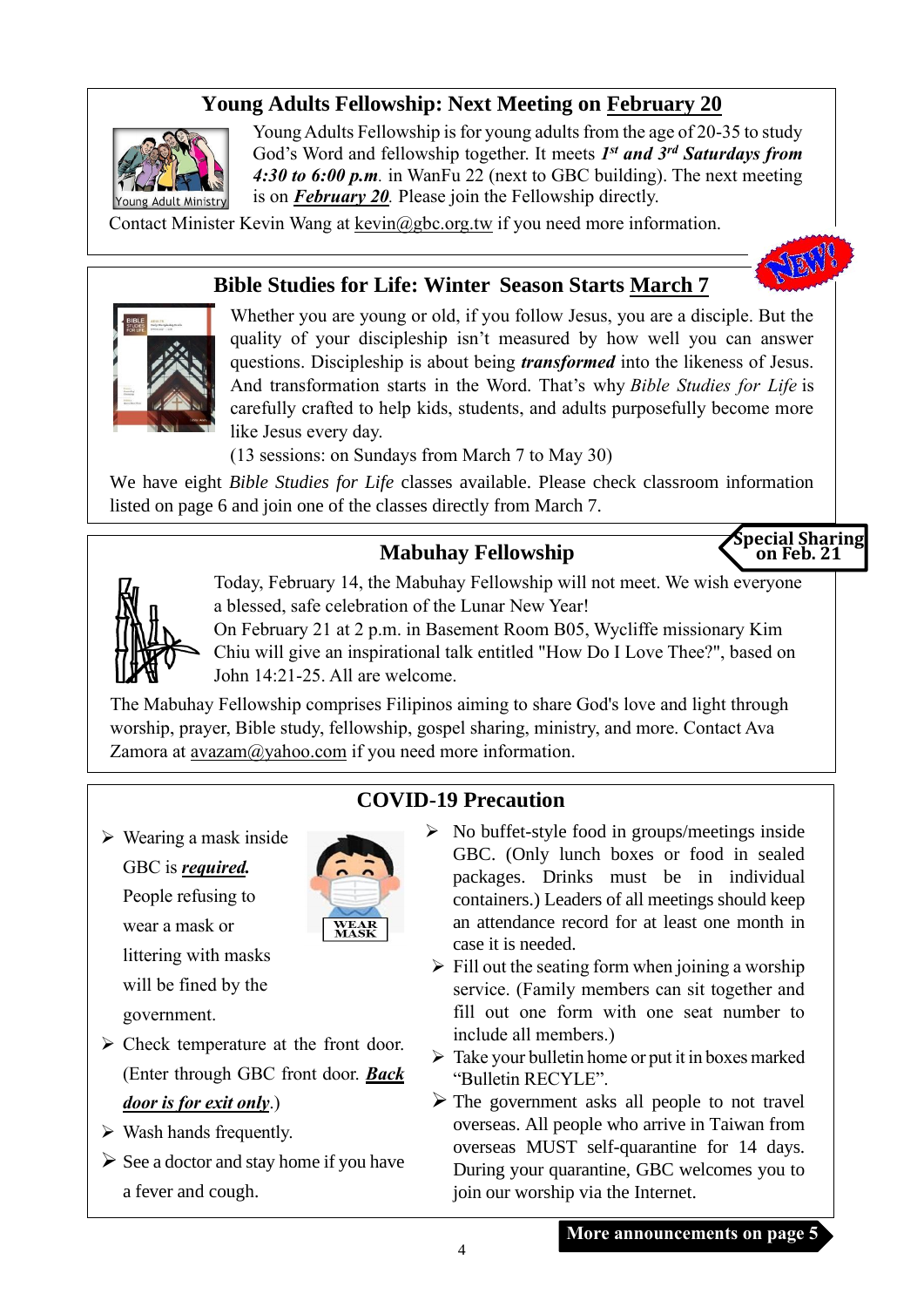## Young Adults Fellowship: Next Meeting on February 20

Young Adults Fellowship is for young adults from the age of 20-35 to study God's Word and fellowship together. It meets ***1st and 3rd Saturdays from 4:30 to 6:00 p.m.*** in WanFu 22 (next to GBC building). The next meeting is on ***February 20***. Please join the Fellowship directly.

Contact Minister Kevin Wang at kevin@gbc.org.tw if you need more information.

## Bible Studies for Life: Winter Season Starts March 7

NEW!

Whether you are young or old, if you follow Jesus, you are a disciple. But the quality of your discipleship isn't measured by how well you can answer questions. Discipleship is about being ***transformed*** into the likeness of Jesus. And transformation starts in the Word. That's why *Bible Studies for Life* is carefully crafted to help kids, students, and adults purposefully become more like Jesus every day.

(13 sessions: on Sundays from March 7 to May 30)

We have eight *Bible Studies for Life* classes available. Please check classroom information listed on page 6 and join one of the classes directly from March 7.

## Mabuhay Fellowship

Special Sharing on Feb. 21

Today, February 14, the Mabuhay Fellowship will not meet. We wish everyone a blessed, safe celebration of the Lunar New Year!

On February 21 at 2 p.m. in Basement Room B05, Wycliffe missionary Kim Chiu will give an inspirational talk entitled "How Do I Love Thee?", based on John 14:21-25. All are welcome.

The Mabuhay Fellowship comprises Filipinos aiming to share God's love and light through worship, prayer, Bible study, fellowship, gospel sharing, ministry, and more. Contact Ava Zamora at avazam@yahoo.com if you need more information.

## COVID-19 Precaution

- Wearing a mask inside GBC is ***required.*** People refusing to wear a mask or littering with masks will be fined by the government.
- Check temperature at the front door. (Enter through GBC front door. ***Back door is for exit only***.)
- Wash hands frequently.
- See a doctor and stay home if you have a fever and cough.
- No buffet-style food in groups/meetings inside GBC. (Only lunch boxes or food in sealed packages. Drinks must be in individual containers.) Leaders of all meetings should keep an attendance record for at least one month in case it is needed.
- Fill out the seating form when joining a worship service. (Family members can sit together and fill out one form with one seat number to include all members.)
- Take your bulletin home or put it in boxes marked "Bulletin RECYLE".
- The government asks all people to not travel overseas. All people who arrive in Taiwan from overseas MUST self-quarantine for 14 days. During your quarantine, GBC welcomes you to join our worship via the Internet.

**More announcements on page 5**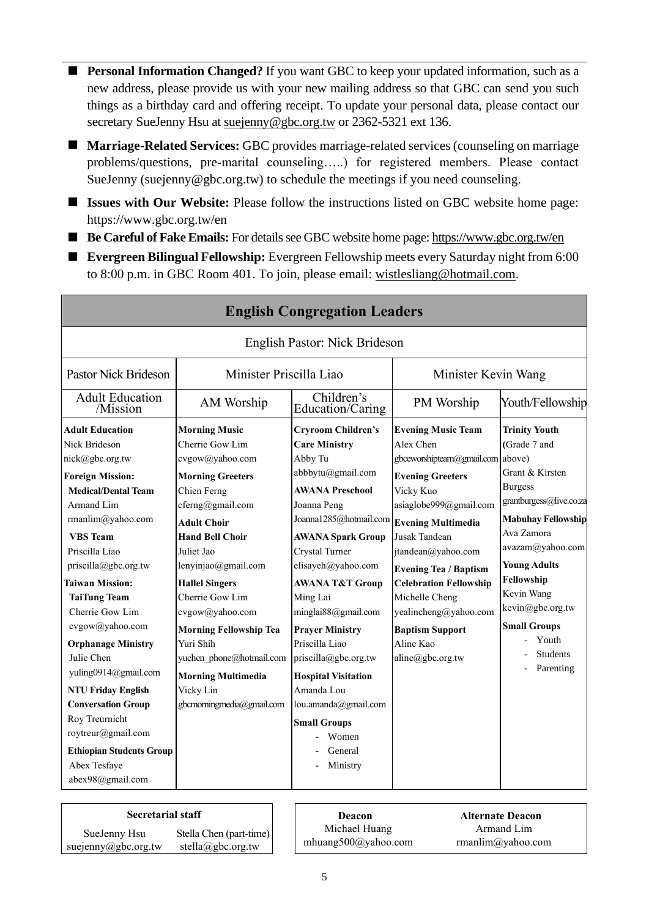- **Personal Information Changed?** If you want GBC to keep your updated information, such as a new address, please provide us with your new mailing address so that GBC can send you such things as a birthday card and offering receipt. To update your personal data, please contact our secretary SueJenny Hsu at suejenny@gbc.org.tw or 2362-5321 ext 136.
- **Marriage-Related Services:** GBC provides marriage-related services (counseling on marriage problems/questions, pre-marital counseling…..) for registered members. Please contact SueJenny (suejenny@gbc.org.tw) to schedule the meetings if you need counseling.
- **Issues with Our Website:** Please follow the instructions listed on GBC website home page: https://www.gbc.org.tw/en
- **Be Careful of Fake Emails:** For details see GBC website home page: https://www.gbc.org.tw/en
- **Evergreen Bilingual Fellowship:** Evergreen Fellowship meets every Saturday night from 6:00 to 8:00 p.m. in GBC Room 401. To join, please email: wistlesliang@hotmail.com.

## English Congregation Leaders

English Pastor: Nick Brideson

| Pastor Nick Brideson | Minister Priscilla Liao | | Minister Kevin Wang | |
|---|---|---|---|---|
| Adult Education /Mission | AM Worship | Children's Education/Caring | PM Worship | Youth/Fellowship |
| **Adult Education**<br>Nick Brideson<br>nick@gbc.org.tw<br>**Foreign Mission:**<br>**Medical/Dental Team**<br>Armand Lim<br>rmanlim@yahoo.com<br>**VBS Team**<br>Priscilla Liao<br>priscilla@gbc.org.tw<br>**Taiwan Mission:**<br>**TaiTung Team**<br>Cherrie Gow Lim<br>cvgow@yahoo.com<br>**Orphanage Ministry**<br>Julie Chen<br>yuling0914@gmail.com<br>**NTU Friday English Conversation Group**<br>Roy Treurnicht<br>roytreur@gmail.com<br>**Ethiopian Students Group**<br>Abex Tesfaye<br>abex98@gmail.com | **Morning Music**<br>Cherrie Gow Lim<br>cvgow@yahoo.com<br>**Morning Greeters**<br>Chien Ferng<br>cferng@gmail.com<br>**Adult Choir**<br>**Hand Bell Choir**<br>Juliet Jao<br>lenyinjao@gmail.com<br>**Hallel Singers**<br>Cherrie Gow Lim<br>cvgow@yahoo.com<br>**Morning Fellowship Tea**<br>Yuri Shih<br>yuchen_phone@hotmail.com<br>**Morning Multimedia**<br>Vicky Lin<br>gbcmorningmedia@gmail.com | **Cryroom Children's Care Ministry**<br>Abby Tu<br>abbbytu@gmail.com<br>**AWANA Preschool**<br>Joanna Peng<br>Joanna1285@hotmail.com<br>**AWANA Spark Group**<br>Crystal Turner<br>elisayeh@yahoo.com<br>**AWANA T&T Group**<br>Ming Lai<br>minglai88@gmail.com<br>**Prayer Ministry**<br>Priscilla Liao<br>priscilla@gbc.org.tw<br>**Hospital Visitation**<br>Amanda Lou<br>lou.amanda@gmail.com<br>**Small Groups**<br>- Women<br>- General<br>- Ministry | **Evening Music Team**<br>Alex Chen<br>gbceworshipteam@gmail.com<br>**Evening Greeters**<br>Vicky Kuo<br>asiaglobe999@gmail.com<br>**Evening Multimedia**<br>Jusak Tandean<br>jtandean@yahoo.com<br>**Evening Tea / Baptism Celebration Fellowship**<br>Michelle Cheng<br>yealincheng@yahoo.com<br>**Baptism Support**<br>Aline Kao<br>aline@gbc.org.tw | **Trinity Youth** (Grade 7 and above)<br>Grant & Kirsten Burgess<br>grantburgess@live.co.za<br>**Mabuhay Fellowship**<br>Ava Zamora<br>avazam@yahoo.com<br>**Young Adults Fellowship**<br>Kevin Wang<br>kevin@gbc.org.tw<br>**Small Groups**<br>- Youth<br>- Students<br>- Parenting |

| Secretarial staff | |
|---|---|
| SueJenny Hsu<br>suejenny@gbc.org.tw | Stella Chen (part-time)<br>stella@gbc.org.tw |

| Deacon | Alternate Deacon |
|---|---|
| Michael Huang<br>mhuang500@yahoo.com | Armand Lim<br>rmanlim@yahoo.com |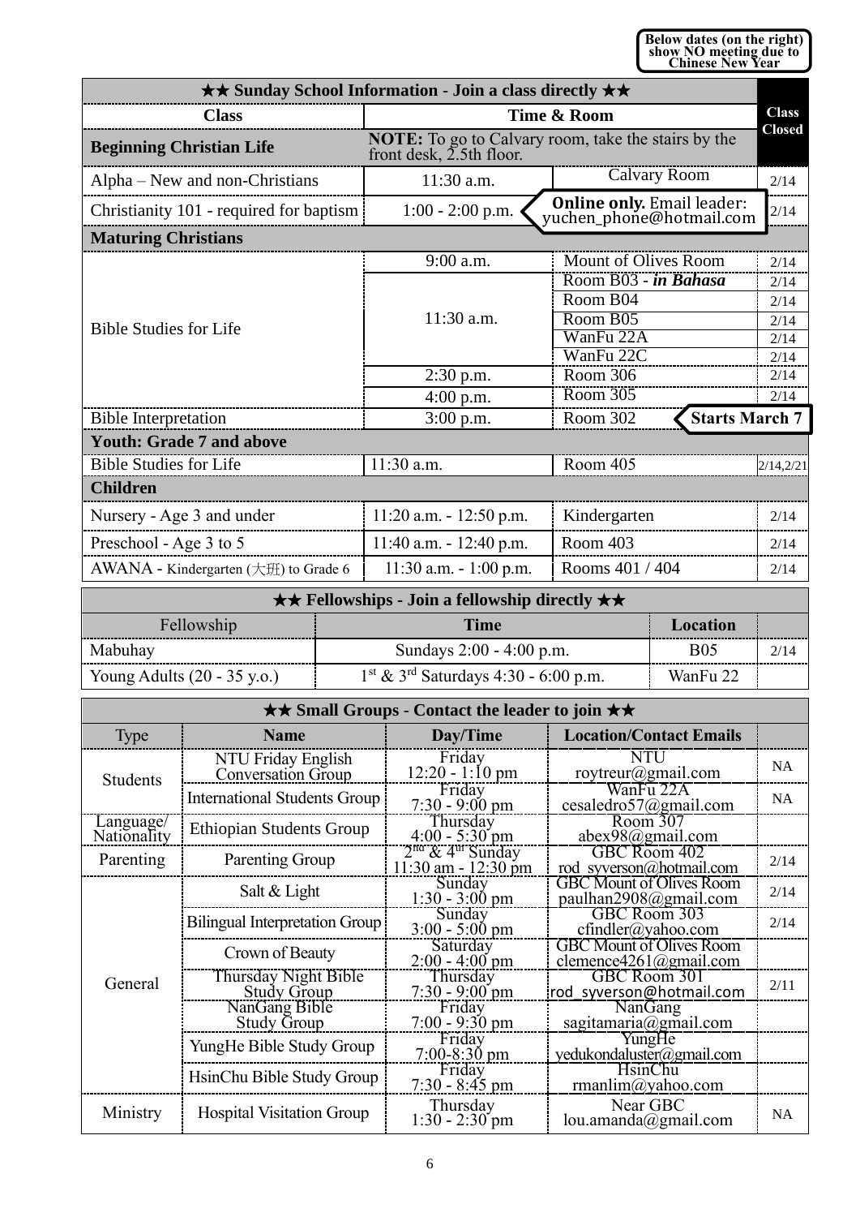Below dates (on the right) show NO meeting due to Chinese New Year

| ★★ Sunday School Information - Join a class directly ★★ | | | |
|---|---|---|---|
| **Class** | **Time & Room** | | **Class Closed** |
| **Beginning Christian Life** | **NOTE:** To go to Calvary room, take the stairs by the front desk, 2.5th floor. | | |
| Alpha – New and non-Christians | 11:30 a.m. | Calvary Room | 2/14 |
| Christianity 101 - required for baptism | 1:00 - 2:00 p.m. | **Online only.** Email leader: yuchen_phone@hotmail.com | 2/14 |
| **Maturing Christians** | | | |
| Bible Studies for Life | 9:00 a.m. | Mount of Olives Room | 2/14 |
| | 11:30 a.m. | Room B03 - ***in Bahasa*** | 2/14 |
| | | Room B04 | 2/14 |
| | | Room B05 | 2/14 |
| | | WanFu 22A | 2/14 |
| | | WanFu 22C | 2/14 |
| | 2:30 p.m. | Room 306 | 2/14 |
| | 4:00 p.m. | Room 305 | 2/14 |
| Bible Interpretation | 3:00 p.m. | Room 302 | **Starts March 7** |
| **Youth: Grade 7 and above** | | | |
| Bible Studies for Life | 11:30 a.m. | Room 405 | 2/14,2/21 |
| **Children** | | | |
| Nursery - Age 3 and under | 11:20 a.m. - 12:50 p.m. | Kindergarten | 2/14 |
| Preschool - Age 3 to 5 | 11:40 a.m. - 12:40 p.m. | Room 403 | 2/14 |
| AWANA - Kindergarten (大班) to Grade 6 | 11:30 a.m. - 1:00 p.m. | Rooms 401 / 404 | 2/14 |

| ★★ Fellowships - Join a fellowship directly ★★ | | | |
|---|---|---|---|
| Fellowship | **Time** | **Location** | |
| Mabuhay | Sundays 2:00 - 4:00 p.m. | B05 | 2/14 |
| Young Adults (20 - 35 y.o.) | 1st & 3rd Saturdays 4:30 - 6:00 p.m. | WanFu 22 | |

| ★★ Small Groups - Contact the leader to join ★★ | | | | |
|---|---|---|---|---|
| Type | **Name** | **Day/Time** | **Location/Contact Emails** | |
| Students | NTU Friday English Conversation Group | Friday 12:20 - 1:10 pm | NTU roytreur@gmail.com | NA |
| | International Students Group | Friday 7:30 - 9:00 pm | WanFu 22A cesaledro57@gmail.com | NA |
| Language/ Nationality | Ethiopian Students Group | Thursday 4:00 - 5:30 pm | Room 307 abex98@gmail.com | |
| Parenting | Parenting Group | 2nd & 4th Sunday 11:30 am - 12:30 pm | GBC Room 402 rod_syverson@hotmail.com | 2/14 |
| General | Salt & Light | Sunday 1:30 - 3:00 pm | GBC Mount of Olives Room paulhan2908@gmail.com | 2/14 |
| | Bilingual Interpretation Group | Sunday 3:00 - 5:00 pm | GBC Room 303 cfindler@yahoo.com | 2/14 |
| | Crown of Beauty | Saturday 2:00 - 4:00 pm | GBC Mount of Olives Room clemence4261@gmail.com | |
| | Thursday Night Bible Study Group | Thursday 7:30 - 9:00 pm | GBC Room 301 rod_syverson@hotmail.com | 2/11 |
| | NanGang Bible Study Group | Friday 7:00 - 9:30 pm | NanGang sagitamaria@gmail.com | |
| | YungHe Bible Study Group | Friday 7:00-8:30 pm | YungHe yedukondaluster@gmail.com | |
| | HsinChu Bible Study Group | Friday 7:30 - 8:45 pm | HsinChu rmanlim@yahoo.com | |
| Ministry | Hospital Visitation Group | Thursday 1:30 - 2:30 pm | Near GBC lou.amanda@gmail.com | NA |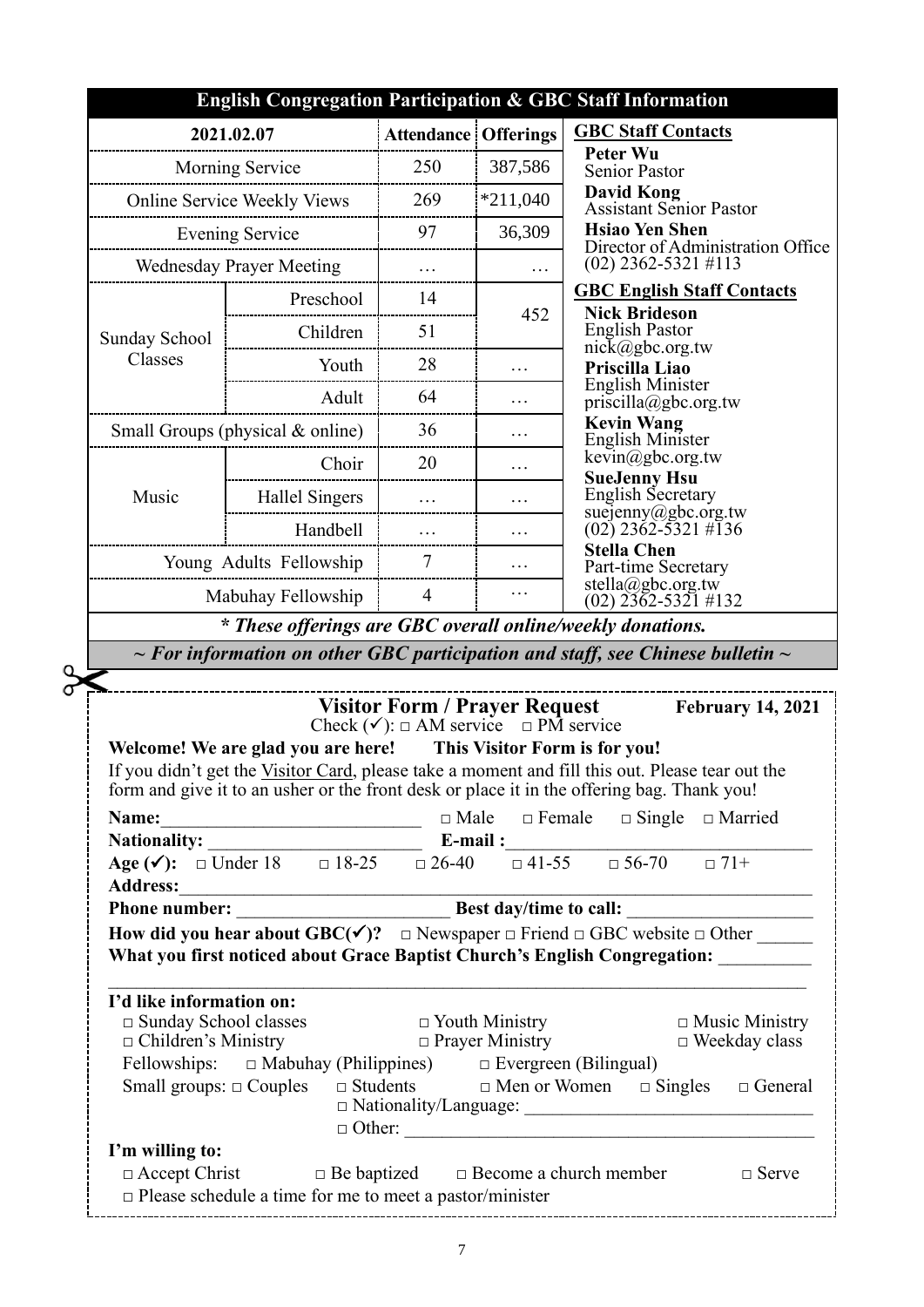## English Congregation Participation & GBC Staff Information

| 2021.02.07 | | Attendance | Offerings |
|---|---|---|---|
| Morning Service | | 250 | 387,586 |
| Online Service Weekly Views | | 269 | *211,040 |
| Evening Service | | 97 | 36,309 |
| Wednesday Prayer Meeting | | … | … |
| Sunday School Classes | Preschool | 14 | 452 |
| | Children | 51 | |
| | Youth | 28 | … |
| | Adult | 64 | … |
| Small Groups (physical & online) | | 36 | … |
| Music | Choir | 20 | … |
| | Hallel Singers | … | … |
| | Handbell | … | … |
| Young Adults Fellowship | | 7 | … |
| Mabuhay Fellowship | | 4 | … |

**GBC Staff Contacts**

**Peter Wu**
Senior Pastor

**David Kong**
Assistant Senior Pastor

**Hsiao Yen Shen**
Director of Administration Office
(02) 2362-5321 #113

**GBC English Staff Contacts**

**Nick Brideson**
English Pastor
nick@gbc.org.tw

**Priscilla Liao**
English Minister
priscilla@gbc.org.tw

**Kevin Wang**
English Minister
kevin@gbc.org.tw

**SueJenny Hsu**
English Secretary
suejenny@gbc.org.tw
(02) 2362-5321 #136

**Stella Chen**
Part-time Secretary
stella@gbc.org.tw
(02) 2362-5321 #132

***\* These offerings are GBC overall online/weekly donations.***

***~ For information on other GBC participation and staff, see Chinese bulletin ~***

---

## Visitor Form / Prayer Request — February 14, 2021

Check (✓): □ AM service □ PM service

**Welcome! We are glad you are here! This Visitor Form is for you!**

If you didn't get the Visitor Card, please take a moment and fill this out. Please tear out the form and give it to an usher or the front desk or place it in the offering bag. Thank you!

**Name:**____________________________ □ Male □ Female □ Single □ Married

**Nationality:** ________________________ **E-mail :**________________________________

**Age (✓):** □ Under 18 □ 18-25 □ 26-40 □ 41-55 □ 56-70 □ 71+

**Address:**__________________________________________________________________

**Phone number:** _______________________ **Best day/time to call:** ___________________

**How did you hear about GBC(✓)?** □ Newspaper □ Friend □ GBC website □ Other ______

**What you first noticed about Grace Baptist Church's English Congregation:** __________

______________________________________________________________________________

**I'd like information on:**

□ Sunday School classes □ Youth Ministry □ Music Ministry
□ Children's Ministry □ Prayer Ministry □ Weekday class

Fellowships: □ Mabuhay (Philippines) □ Evergreen (Bilingual)

Small groups: □ Couples □ Students □ Men or Women □ Singles □ General
□ Nationality/Language: ______________________________
□ Other: ____________________________________________

**I'm willing to:**

□ Accept Christ □ Be baptized □ Become a church member □ Serve

□ Please schedule a time for me to meet a pastor/minister